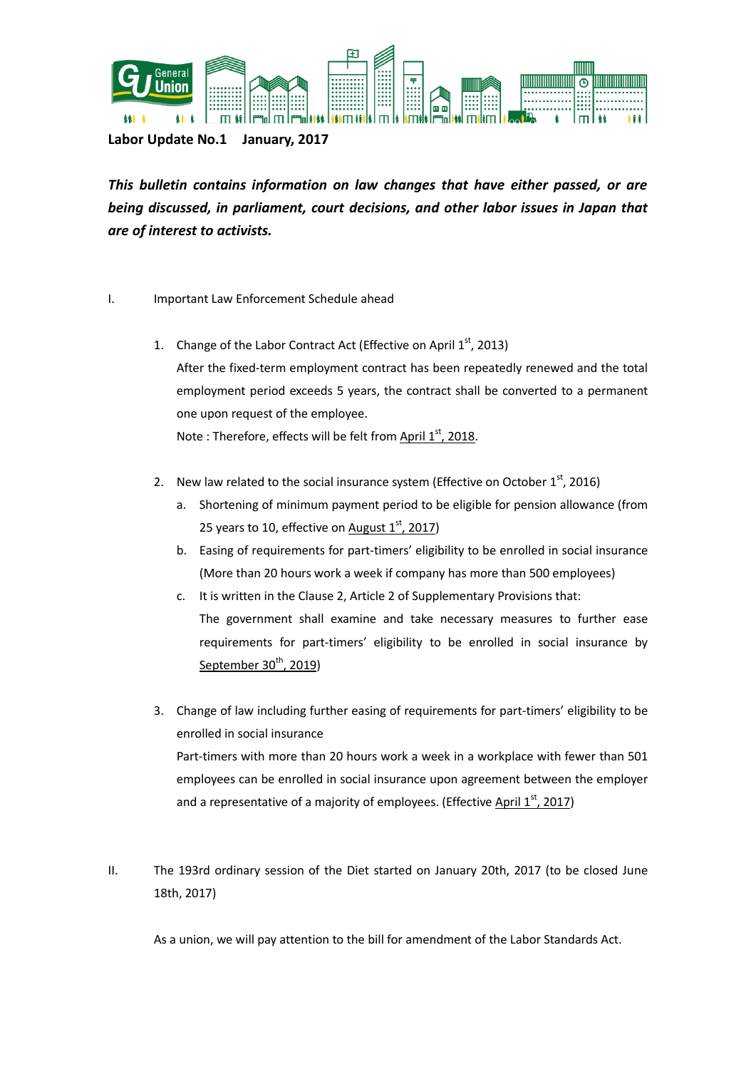**Labor Update No.1 January, 2017**

***This bulletin contains information on law changes that have either passed, or are being discussed, in parliament, court decisions, and other labor issues in Japan that are of interest to activists.***

I. Important Law Enforcement Schedule ahead

1. Change of the Labor Contract Act (Effective on April 1st, 2013)
   After the fixed-term employment contract has been repeatedly renewed and the total employment period exceeds 5 years, the contract shall be converted to a permanent one upon request of the employee.
   Note : Therefore, effects will be felt from <u>April 1st, 2018</u>.

2. New law related to the social insurance system (Effective on October 1st, 2016)
   a. Shortening of minimum payment period to be eligible for pension allowance (from 25 years to 10, effective on <u>August 1st, 2017</u>)
   b. Easing of requirements for part-timers' eligibility to be enrolled in social insurance (More than 20 hours work a week if company has more than 500 employees)
   c. It is written in the Clause 2, Article 2 of Supplementary Provisions that:
      The government shall examine and take necessary measures to further ease requirements for part-timers' eligibility to be enrolled in social insurance by <u>September 30th, 2019</u>)

3. Change of law including further easing of requirements for part-timers' eligibility to be enrolled in social insurance
   Part-timers with more than 20 hours work a week in a workplace with fewer than 501 employees can be enrolled in social insurance upon agreement between the employer and a representative of a majority of employees. (Effective <u>April 1st, 2017</u>)

II. The 193rd ordinary session of the Diet started on January 20th, 2017 (to be closed June 18th, 2017)

As a union, we will pay attention to the bill for amendment of the Labor Standards Act.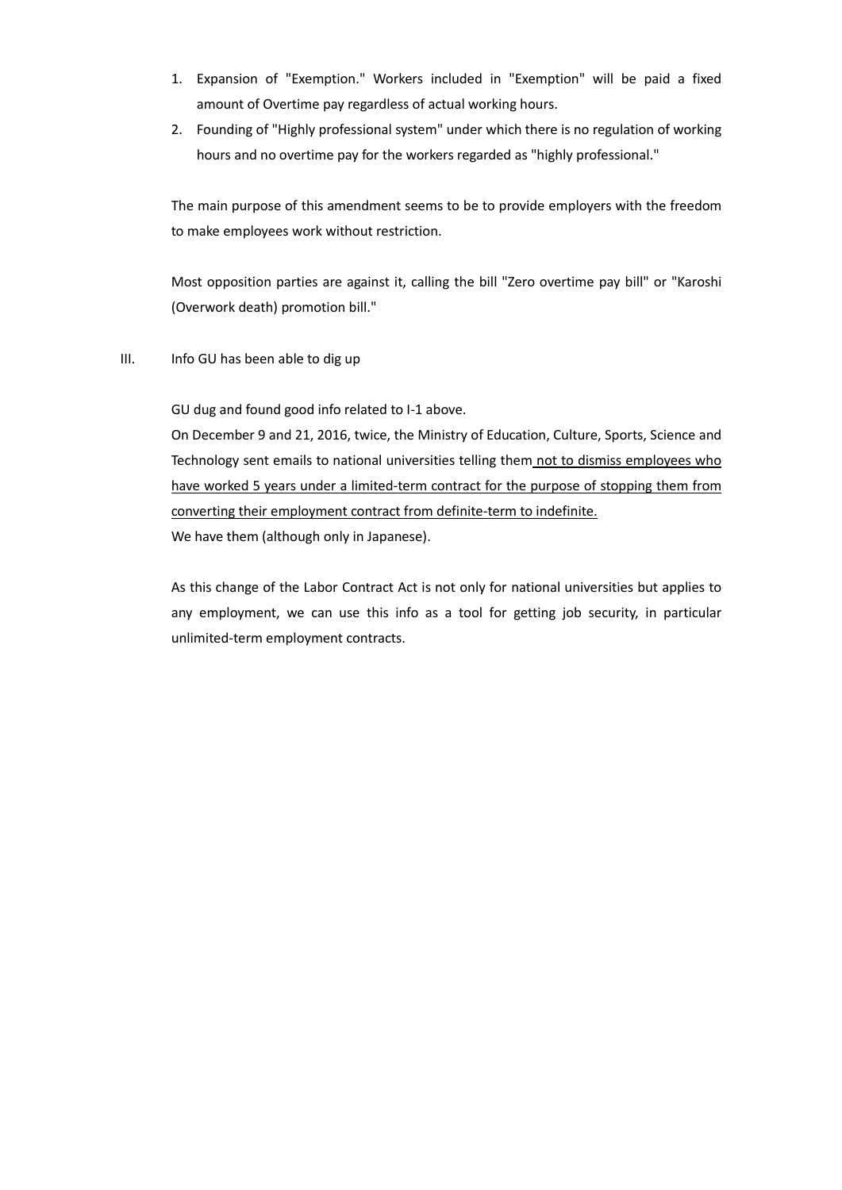1. Expansion of "Exemption." Workers included in "Exemption" will be paid a fixed amount of Overtime pay regardless of actual working hours.
2. Founding of "Highly professional system" under which there is no regulation of working hours and no overtime pay for the workers regarded as "highly professional."

The main purpose of this amendment seems to be to provide employers with the freedom to make employees work without restriction.

Most opposition parties are against it, calling the bill "Zero overtime pay bill" or "Karoshi (Overwork death) promotion bill."

III. Info GU has been able to dig up

GU dug and found good info related to I-1 above.
On December 9 and 21, 2016, twice, the Ministry of Education, Culture, Sports, Science and Technology sent emails to national universities telling them <u>not to dismiss employees who have worked 5 years under a limited-term contract for the purpose of stopping them from converting their employment contract from definite-term to indefinite.</u>
We have them (although only in Japanese).

As this change of the Labor Contract Act is not only for national universities but applies to any employment, we can use this info as a tool for getting job security, in particular unlimited-term employment contracts.